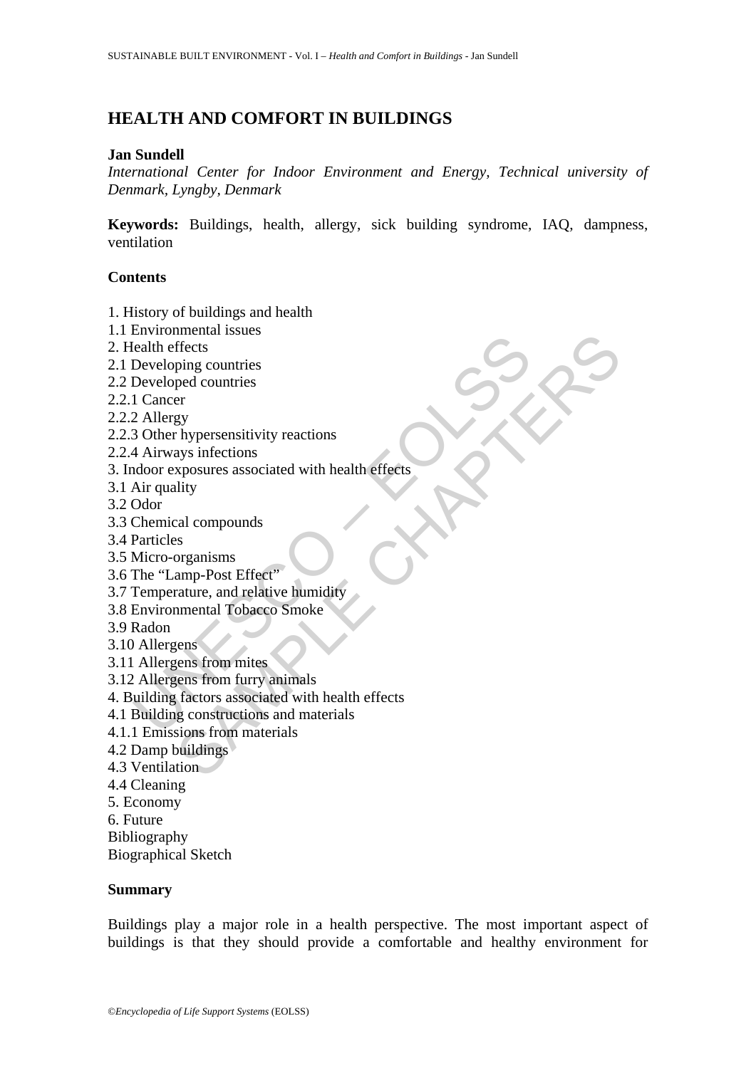# HEALTH AND COMFORT IN BUILDINGS

**Jan Sundell**

*International Center for Indoor Environment and Energy, Technical university of Denmark, Lyngby, Denmark*

**Keywords:** Buildings, health, allergy, sick building syndrome, IAQ, dampness, ventilation

## Contents

1. History of buildings and health
1.1 Environmental issues
2. Health effects
2.1 Developing countries
2.2 Developed countries
2.2.1 Cancer
2.2.2 Allergy
2.2.3 Other hypersensitivity reactions
2.2.4 Airways infections
3. Indoor exposures associated with health effects
3.1 Air quality
3.2 Odor
3.3 Chemical compounds
3.4 Particles
3.5 Micro-organisms
3.6 The "Lamp-Post Effect"
3.7 Temperature, and relative humidity
3.8 Environmental Tobacco Smoke
3.9 Radon
3.10 Allergens
3.11 Allergens from mites
3.12 Allergens from furry animals
4. Building factors associated with health effects
4.1 Building constructions and materials
4.1.1 Emissions from materials
4.2 Damp buildings
4.3 Ventilation
4.4 Cleaning
5. Economy
6. Future
Bibliography
Biographical Sketch

## Summary

Buildings play a major role in a health perspective. The most important aspect of buildings is that they should provide a comfortable and healthy environment for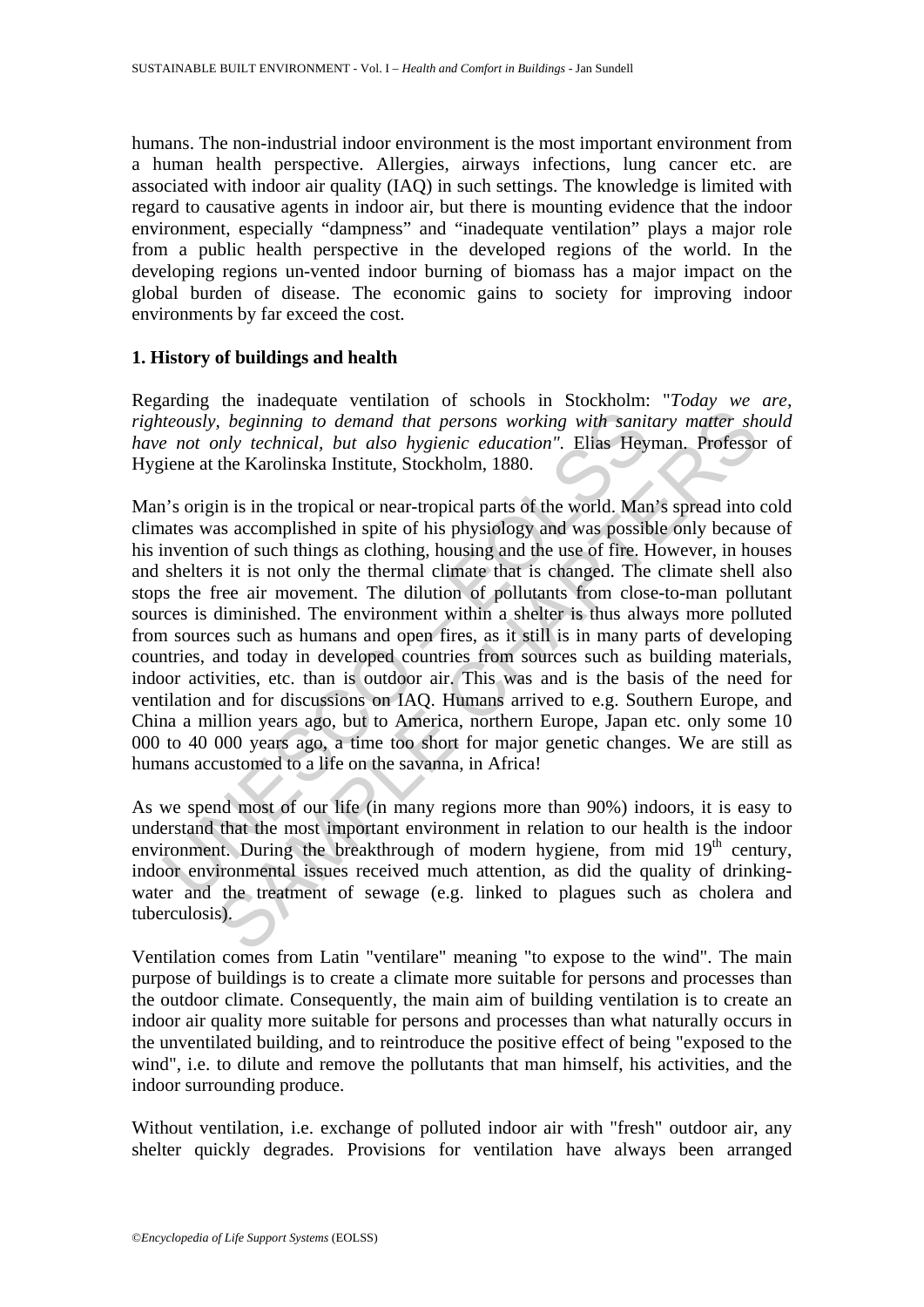humans. The non-industrial indoor environment is the most important environment from a human health perspective. Allergies, airways infections, lung cancer etc. are associated with indoor air quality (IAQ) in such settings. The knowledge is limited with regard to causative agents in indoor air, but there is mounting evidence that the indoor environment, especially "dampness" and "inadequate ventilation" plays a major role from a public health perspective in the developed regions of the world. In the developing regions un-vented indoor burning of biomass has a major impact on the global burden of disease. The economic gains to society for improving indoor environments by far exceed the cost.

## 1. History of buildings and health

Regarding the inadequate ventilation of schools in Stockholm: "*Today we are, righteously, beginning to demand that persons working with sanitary matter should have not only technical, but also hygienic education"*. Elias Heyman. Professor of Hygiene at the Karolinska Institute, Stockholm, 1880.

Man's origin is in the tropical or near-tropical parts of the world. Man's spread into cold climates was accomplished in spite of his physiology and was possible only because of his invention of such things as clothing, housing and the use of fire. However, in houses and shelters it is not only the thermal climate that is changed. The climate shell also stops the free air movement. The dilution of pollutants from close-to-man pollutant sources is diminished. The environment within a shelter is thus always more polluted from sources such as humans and open fires, as it still is in many parts of developing countries, and today in developed countries from sources such as building materials, indoor activities, etc. than is outdoor air. This was and is the basis of the need for ventilation and for discussions on IAQ. Humans arrived to e.g. Southern Europe, and China a million years ago, but to America, northern Europe, Japan etc. only some 10 000 to 40 000 years ago, a time too short for major genetic changes. We are still as humans accustomed to a life on the savanna, in Africa!

As we spend most of our life (in many regions more than 90%) indoors, it is easy to understand that the most important environment in relation to our health is the indoor environment. During the breakthrough of modern hygiene, from mid 19$^{th}$ century, indoor environmental issues received much attention, as did the quality of drinking-water and the treatment of sewage (e.g. linked to plagues such as cholera and tuberculosis).

Ventilation comes from Latin "ventilare" meaning "to expose to the wind". The main purpose of buildings is to create a climate more suitable for persons and processes than the outdoor climate. Consequently, the main aim of building ventilation is to create an indoor air quality more suitable for persons and processes than what naturally occurs in the unventilated building, and to reintroduce the positive effect of being "exposed to the wind", i.e. to dilute and remove the pollutants that man himself, his activities, and the indoor surrounding produce.

Without ventilation, i.e. exchange of polluted indoor air with "fresh" outdoor air, any shelter quickly degrades. Provisions for ventilation have always been arranged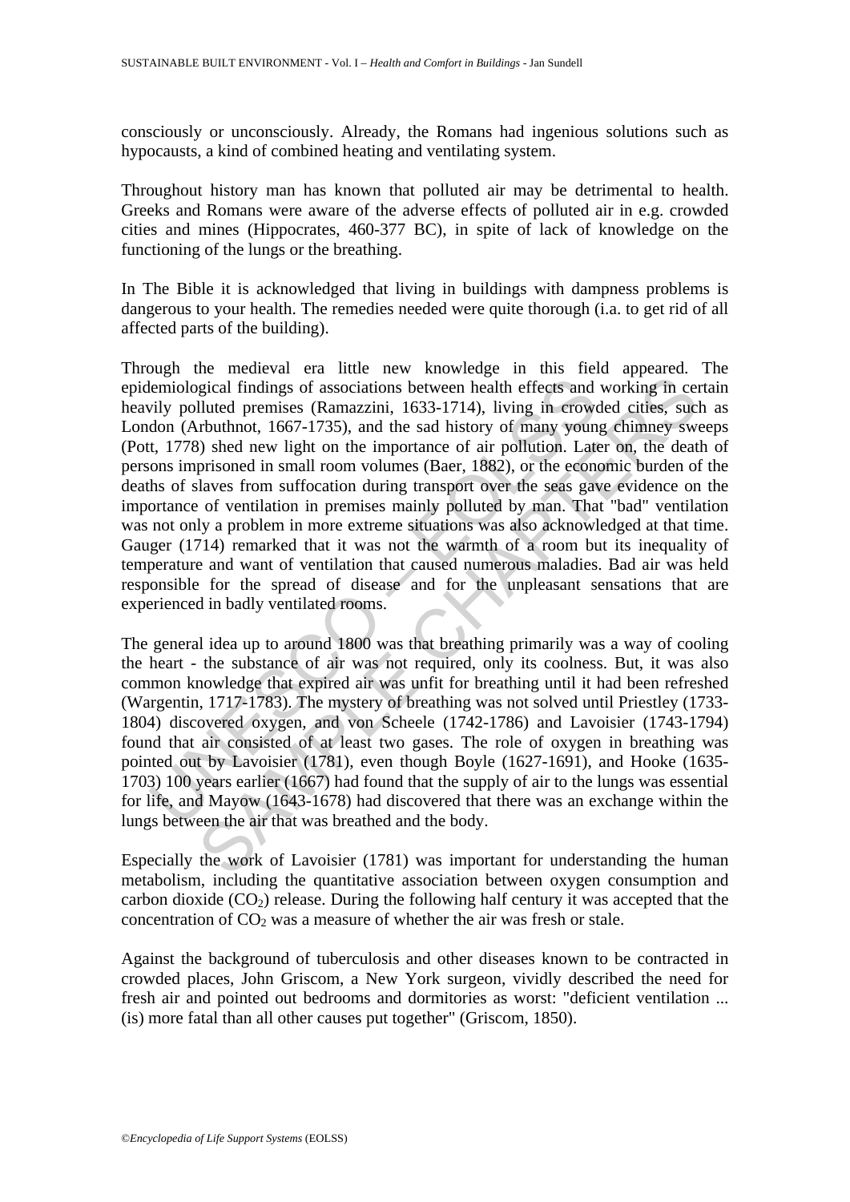consciously or unconsciously. Already, the Romans had ingenious solutions such as hypocausts, a kind of combined heating and ventilating system.

Throughout history man has known that polluted air may be detrimental to health. Greeks and Romans were aware of the adverse effects of polluted air in e.g. crowded cities and mines (Hippocrates, 460-377 BC), in spite of lack of knowledge on the functioning of the lungs or the breathing.

In The Bible it is acknowledged that living in buildings with dampness problems is dangerous to your health. The remedies needed were quite thorough (i.a. to get rid of all affected parts of the building).

Through the medieval era little new knowledge in this field appeared. The epidemiological findings of associations between health effects and working in certain heavily polluted premises (Ramazzini, 1633-1714), living in crowded cities, such as London (Arbuthnot, 1667-1735), and the sad history of many young chimney sweeps (Pott, 1778) shed new light on the importance of air pollution. Later on, the death of persons imprisoned in small room volumes (Baer, 1882), or the economic burden of the deaths of slaves from suffocation during transport over the seas gave evidence on the importance of ventilation in premises mainly polluted by man. That "bad" ventilation was not only a problem in more extreme situations was also acknowledged at that time. Gauger (1714) remarked that it was not the warmth of a room but its inequality of temperature and want of ventilation that caused numerous maladies. Bad air was held responsible for the spread of disease and for the unpleasant sensations that are experienced in badly ventilated rooms.

The general idea up to around 1800 was that breathing primarily was a way of cooling the heart - the substance of air was not required, only its coolness. But, it was also common knowledge that expired air was unfit for breathing until it had been refreshed (Wargentin, 1717-1783). The mystery of breathing was not solved until Priestley (1733-1804) discovered oxygen, and von Scheele (1742-1786) and Lavoisier (1743-1794) found that air consisted of at least two gases. The role of oxygen in breathing was pointed out by Lavoisier (1781), even though Boyle (1627-1691), and Hooke (1635-1703) 100 years earlier (1667) had found that the supply of air to the lungs was essential for life, and Mayow (1643-1678) had discovered that there was an exchange within the lungs between the air that was breathed and the body.

Especially the work of Lavoisier (1781) was important for understanding the human metabolism, including the quantitative association between oxygen consumption and carbon dioxide ($CO_2$) release. During the following half century it was accepted that the concentration of $CO_2$ was a measure of whether the air was fresh or stale.

Against the background of tuberculosis and other diseases known to be contracted in crowded places, John Griscom, a New York surgeon, vividly described the need for fresh air and pointed out bedrooms and dormitories as worst: "deficient ventilation ... (is) more fatal than all other causes put together" (Griscom, 1850).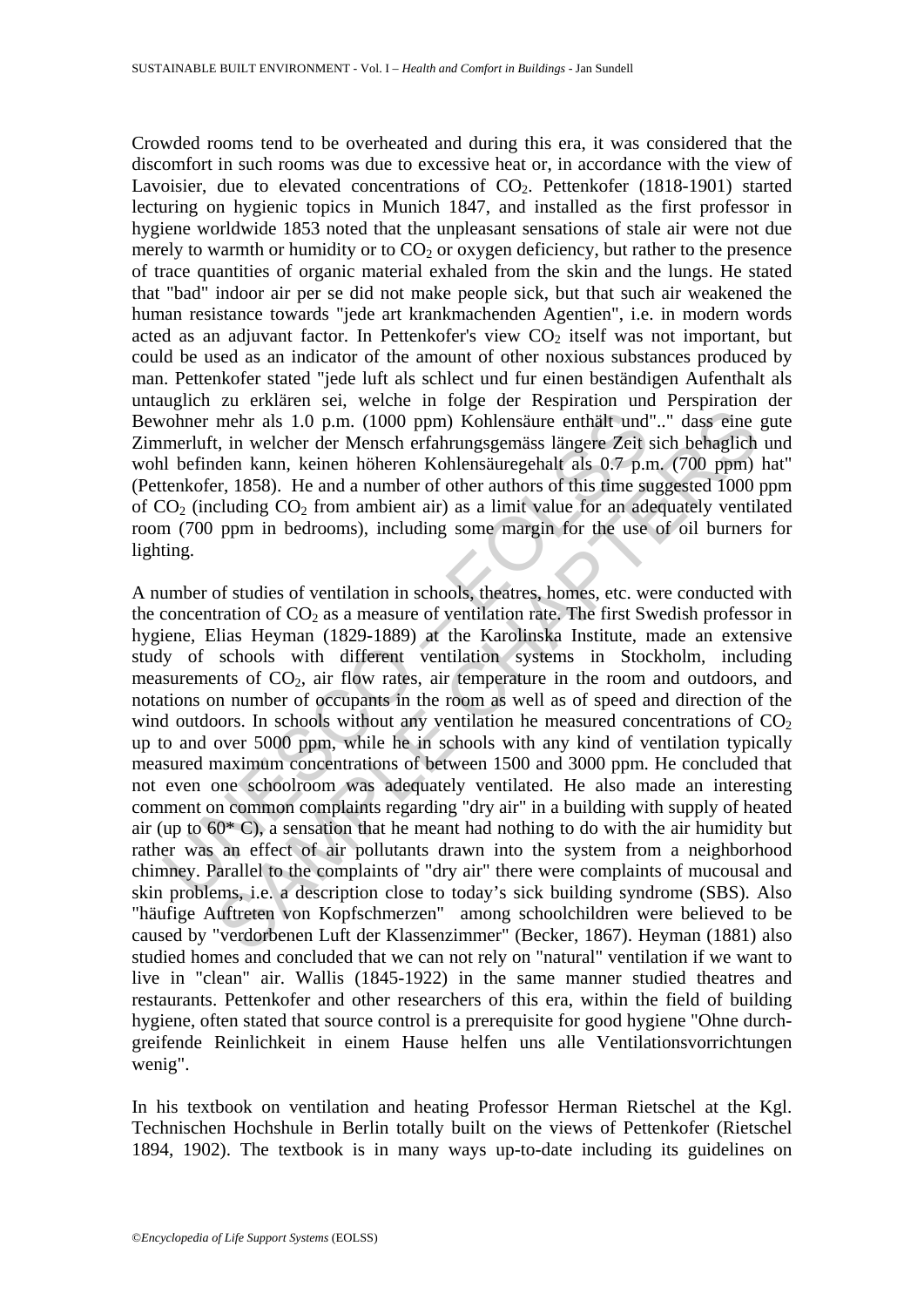Crowded rooms tend to be overheated and during this era, it was considered that the discomfort in such rooms was due to excessive heat or, in accordance with the view of Lavoisier, due to elevated concentrations of $CO_2$. Pettenkofer (1818-1901) started lecturing on hygienic topics in Munich 1847, and installed as the first professor in hygiene worldwide 1853 noted that the unpleasant sensations of stale air were not due merely to warmth or humidity or to $CO_2$ or oxygen deficiency, but rather to the presence of trace quantities of organic material exhaled from the skin and the lungs. He stated that "bad" indoor air per se did not make people sick, but that such air weakened the human resistance towards "jede art krankmachenden Agentien", i.e. in modern words acted as an adjuvant factor. In Pettenkofer's view $CO_2$ itself was not important, but could be used as an indicator of the amount of other noxious substances produced by man. Pettenkofer stated "jede luft als schlect und fur einen beständigen Aufenthalt als untauglich zu erklären sei, welche in folge der Respiration und Perspiration der Bewohner mehr als 1.0 p.m. (1000 ppm) Kohlensäure enthält und".." dass eine gute Zimmerluft, in welcher der Mensch erfahrungsgemäss längere Zeit sich behaglich und wohl befinden kann, keinen höheren Kohlensäuregehalt als 0.7 p.m. (700 ppm) hat" (Pettenkofer, 1858). He and a number of other authors of this time suggested 1000 ppm of $CO_2$ (including $CO_2$ from ambient air) as a limit value for an adequately ventilated room (700 ppm in bedrooms), including some margin for the use of oil burners for lighting.

A number of studies of ventilation in schools, theatres, homes, etc. were conducted with the concentration of $CO_2$ as a measure of ventilation rate. The first Swedish professor in hygiene, Elias Heyman (1829-1889) at the Karolinska Institute, made an extensive study of schools with different ventilation systems in Stockholm, including measurements of $CO_2$, air flow rates, air temperature in the room and outdoors, and notations on number of occupants in the room as well as of speed and direction of the wind outdoors. In schools without any ventilation he measured concentrations of $CO_2$ up to and over 5000 ppm, while he in schools with any kind of ventilation typically measured maximum concentrations of between 1500 and 3000 ppm. He concluded that not even one schoolroom was adequately ventilated. He also made an interesting comment on common complaints regarding "dry air" in a building with supply of heated air (up to 60* C), a sensation that he meant had nothing to do with the air humidity but rather was an effect of air pollutants drawn into the system from a neighborhood chimney. Parallel to the complaints of "dry air" there were complaints of mucousal and skin problems, i.e. a description close to today's sick building syndrome (SBS). Also "häufige Auftreten von Kopfschmerzen" among schoolchildren were believed to be caused by "verdorbenen Luft der Klassenzimmer" (Becker, 1867). Heyman (1881) also studied homes and concluded that we can not rely on "natural" ventilation if we want to live in "clean" air. Wallis (1845-1922) in the same manner studied theatres and restaurants. Pettenkofer and other researchers of this era, within the field of building hygiene, often stated that source control is a prerequisite for good hygiene "Ohne durchgreifende Reinlichkeit in einem Hause helfen uns alle Ventilationsvorrichtungen wenig".

In his textbook on ventilation and heating Professor Herman Rietschel at the Kgl. Technischen Hochshule in Berlin totally built on the views of Pettenkofer (Rietschel 1894, 1902). The textbook is in many ways up-to-date including its guidelines on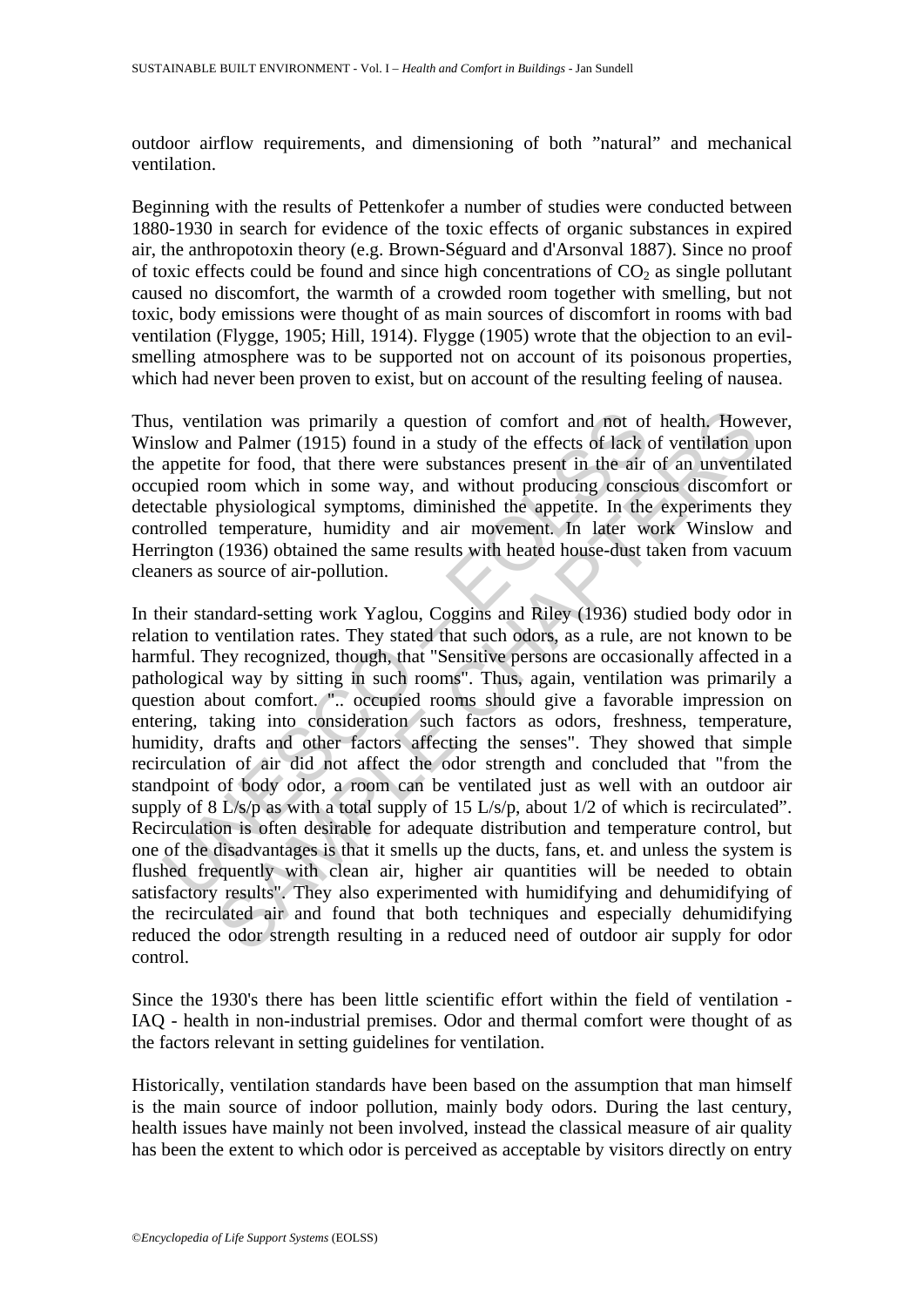outdoor airflow requirements, and dimensioning of both ”natural” and mechanical ventilation.

Beginning with the results of Pettenkofer a number of studies were conducted between 1880-1930 in search for evidence of the toxic effects of organic substances in expired air, the anthropotoxin theory (e.g. Brown-Séguard and d'Arsonval 1887). Since no proof of toxic effects could be found and since high concentrations of $CO_2$ as single pollutant caused no discomfort, the warmth of a crowded room together with smelling, but not toxic, body emissions were thought of as main sources of discomfort in rooms with bad ventilation (Flygge, 1905; Hill, 1914). Flygge (1905) wrote that the objection to an evil-smelling atmosphere was to be supported not on account of its poisonous properties, which had never been proven to exist, but on account of the resulting feeling of nausea.

Thus, ventilation was primarily a question of comfort and not of health. However, Winslow and Palmer (1915) found in a study of the effects of lack of ventilation upon the appetite for food, that there were substances present in the air of an unventilated occupied room which in some way, and without producing conscious discomfort or detectable physiological symptoms, diminished the appetite. In the experiments they controlled temperature, humidity and air movement. In later work Winslow and Herrington (1936) obtained the same results with heated house-dust taken from vacuum cleaners as source of air-pollution.

In their standard-setting work Yaglou, Coggins and Riley (1936) studied body odor in relation to ventilation rates. They stated that such odors, as a rule, are not known to be harmful. They recognized, though, that "Sensitive persons are occasionally affected in a pathological way by sitting in such rooms". Thus, again, ventilation was primarily a question about comfort. ".. occupied rooms should give a favorable impression on entering, taking into consideration such factors as odors, freshness, temperature, humidity, drafts and other factors affecting the senses". They showed that simple recirculation of air did not affect the odor strength and concluded that "from the standpoint of body odor, a room can be ventilated just as well with an outdoor air supply of 8 L/s/p as with a total supply of 15 L/s/p, about 1/2 of which is recirculated". Recirculation is often desirable for adequate distribution and temperature control, but one of the disadvantages is that it smells up the ducts, fans, et. and unless the system is flushed frequently with clean air, higher air quantities will be needed to obtain satisfactory results". They also experimented with humidifying and dehumidifying of the recirculated air and found that both techniques and especially dehumidifying reduced the odor strength resulting in a reduced need of outdoor air supply for odor control.

Since the 1930's there has been little scientific effort within the field of ventilation - IAQ - health in non-industrial premises. Odor and thermal comfort were thought of as the factors relevant in setting guidelines for ventilation.

Historically, ventilation standards have been based on the assumption that man himself is the main source of indoor pollution, mainly body odors. During the last century, health issues have mainly not been involved, instead the classical measure of air quality has been the extent to which odor is perceived as acceptable by visitors directly on entry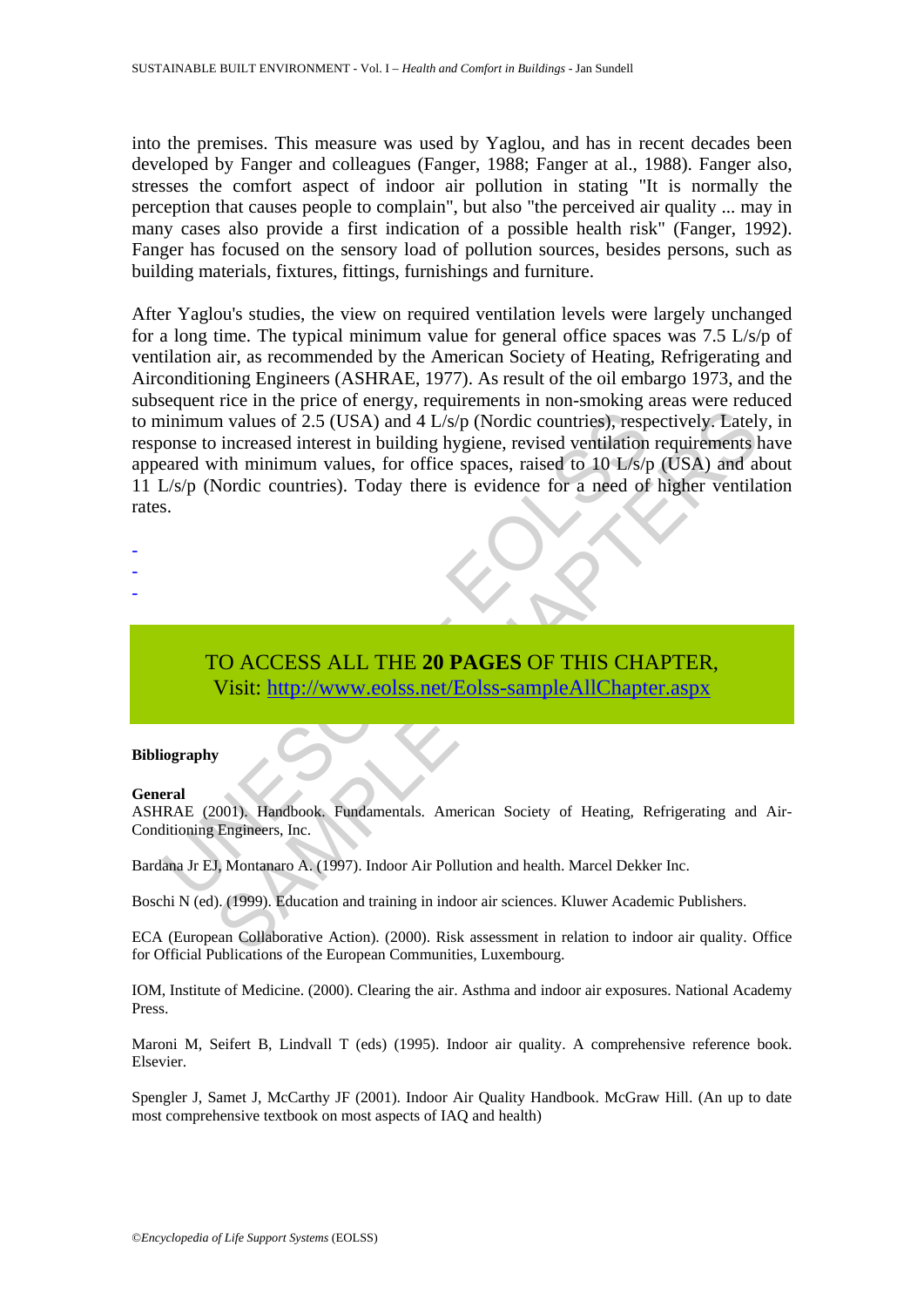into the premises. This measure was used by Yaglou, and has in recent decades been developed by Fanger and colleagues (Fanger, 1988; Fanger at al., 1988). Fanger also, stresses the comfort aspect of indoor air pollution in stating "It is normally the perception that causes people to complain", but also "the perceived air quality ... may in many cases also provide a first indication of a possible health risk" (Fanger, 1992). Fanger has focused on the sensory load of pollution sources, besides persons, such as building materials, fixtures, fittings, furnishings and furniture.

After Yaglou's studies, the view on required ventilation levels were largely unchanged for a long time. The typical minimum value for general office spaces was 7.5 L/s/p of ventilation air, as recommended by the American Society of Heating, Refrigerating and Airconditioning Engineers (ASHRAE, 1977). As result of the oil embargo 1973, and the subsequent rice in the price of energy, requirements in non-smoking areas were reduced to minimum values of 2.5 (USA) and 4 L/s/p (Nordic countries), respectively. Lately, in response to increased interest in building hygiene, revised ventilation requirements have appeared with minimum values, for office spaces, raised to 10 L/s/p (USA) and about 11 L/s/p (Nordic countries). Today there is evidence for a need of higher ventilation rates.

-
-
-

TO ACCESS ALL THE **20 PAGES** OF THIS CHAPTER,
Visit: http://www.eolss.net/Eolss-sampleAllChapter.aspx

**Bibliography**

**General**

ASHRAE (2001). Handbook. Fundamentals. American Society of Heating, Refrigerating and Air-Conditioning Engineers, Inc.

Bardana Jr EJ, Montanaro A. (1997). Indoor Air Pollution and health. Marcel Dekker Inc.

Boschi N (ed). (1999). Education and training in indoor air sciences. Kluwer Academic Publishers.

ECA (European Collaborative Action). (2000). Risk assessment in relation to indoor air quality. Office for Official Publications of the European Communities, Luxembourg.

IOM, Institute of Medicine. (2000). Clearing the air. Asthma and indoor air exposures. National Academy Press.

Maroni M, Seifert B, Lindvall T (eds) (1995). Indoor air quality. A comprehensive reference book. Elsevier.

Spengler J, Samet J, McCarthy JF (2001). Indoor Air Quality Handbook. McGraw Hill. (An up to date most comprehensive textbook on most aspects of IAQ and health)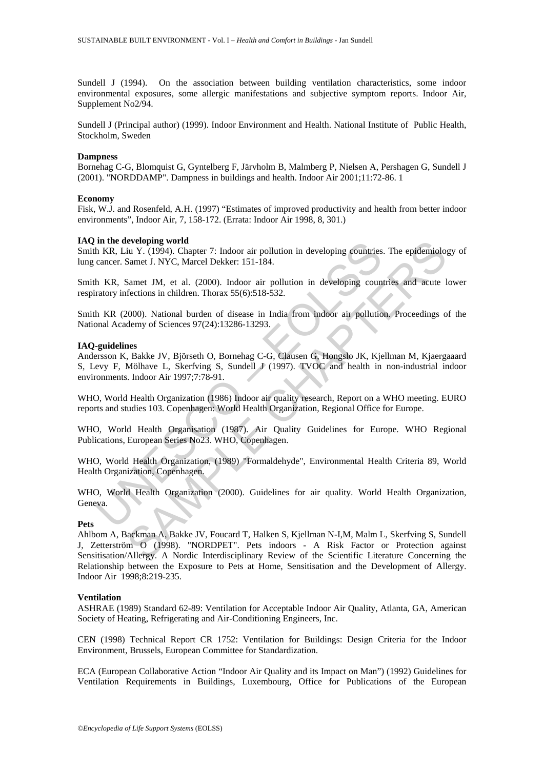Sundell J (1994). On the association between building ventilation characteristics, some indoor environmental exposures, some allergic manifestations and subjective symptom reports. Indoor Air, Supplement No2/94.

Sundell J (Principal author) (1999). Indoor Environment and Health. National Institute of Public Health, Stockholm, Sweden

**Dampness**

Bornehag C-G, Blomquist G, Gyntelberg F, Järvholm B, Malmberg P, Nielsen A, Pershagen G, Sundell J (2001). "NORDDAMP". Dampness in buildings and health. Indoor Air 2001;11:72-86. 1

**Economy**

Fisk, W.J. and Rosenfeld, A.H. (1997) "Estimates of improved productivity and health from better indoor environments", Indoor Air, 7, 158-172. (Errata: Indoor Air 1998, 8, 301.)

**IAQ in the developing world**

Smith KR, Liu Y. (1994). Chapter 7: Indoor air pollution in developing countries. The epidemiology of lung cancer. Samet J. NYC, Marcel Dekker: 151-184.

Smith KR, Samet JM, et al. (2000). Indoor air pollution in developing countries and acute lower respiratory infections in children. Thorax 55(6):518-532.

Smith KR (2000). National burden of disease in India from indoor air pollution. Proceedings of the National Academy of Sciences 97(24):13286-13293.

**IAQ-guidelines**

Andersson K, Bakke JV, Björseth O, Bornehag C-G, Clausen G, Hongslo JK, Kjellman M, Kjaergaaard S, Levy F, Mölhave L, Skerfving S, Sundell J (1997). TVOC and health in non-industrial indoor environments. Indoor Air 1997;7:78-91.

WHO, World Health Organization (1986) Indoor air quality research, Report on a WHO meeting. EURO reports and studies 103. Copenhagen: World Health Organization, Regional Office for Europe.

WHO, World Health Organisation (1987). Air Quality Guidelines for Europe. WHO Regional Publications, European Series No23. WHO, Copenhagen.

WHO, World Health Organization, (1989) "Formaldehyde", Environmental Health Criteria 89, World Health Organization, Copenhagen.

WHO, World Health Organization (2000). Guidelines for air quality. World Health Organization, Geneva.

**Pets**

Ahlbom A, Backman A, Bakke JV, Foucard T, Halken S, Kjellman N-I,M, Malm L, Skerfving S, Sundell J, Zetterström O (1998). "NORDPET". Pets indoors - A Risk Factor or Protection against Sensitisation/Allergy. A Nordic Interdisciplinary Review of the Scientific Literature Concerning the Relationship between the Exposure to Pets at Home, Sensitisation and the Development of Allergy. Indoor Air 1998;8:219-235.

**Ventilation**

ASHRAE (1989) Standard 62-89: Ventilation for Acceptable Indoor Air Quality, Atlanta, GA, American Society of Heating, Refrigerating and Air-Conditioning Engineers, Inc.

CEN (1998) Technical Report CR 1752: Ventilation for Buildings: Design Criteria for the Indoor Environment, Brussels, European Committee for Standardization.

ECA (European Collaborative Action "Indoor Air Quality and its Impact on Man") (1992) Guidelines for Ventilation Requirements in Buildings, Luxembourg, Office for Publications of the European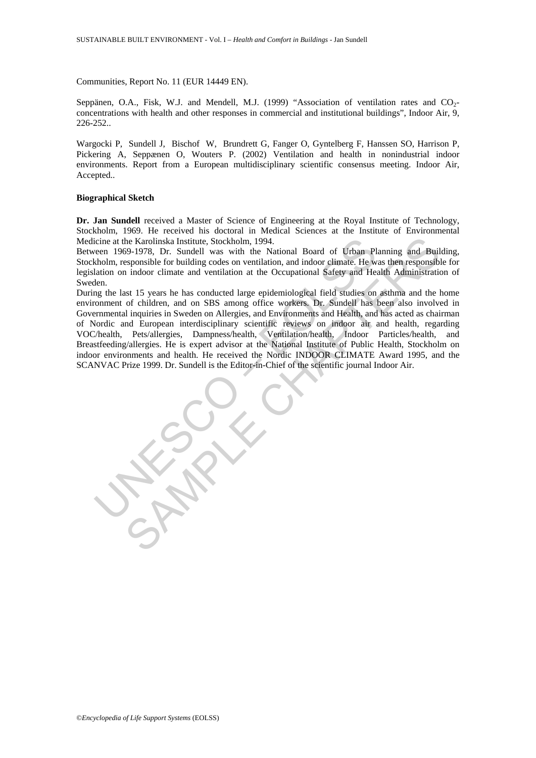Communities, Report No. 11 (EUR 14449 EN).

Seppänen, O.A., Fisk, W.J. and Mendell, M.J. (1999) "Association of ventilation rates and $CO_2$-concentrations with health and other responses in commercial and institutional buildings", Indoor Air, 9, 226-252..

Wargocki P, Sundell J, Bischof W, Brundrett G, Fanger O, Gyntelberg F, Hanssen SO, Harrison P, Pickering A, Seppænen O, Wouters P. (2002) Ventilation and health in nonindustrial indoor environments. Report from a European multidisciplinary scientific consensus meeting. Indoor Air, Accepted..

**Biographical Sketch**

**Dr. Jan Sundell** received a Master of Science of Engineering at the Royal Institute of Technology, Stockholm, 1969. He received his doctoral in Medical Sciences at the Institute of Environmental Medicine at the Karolinska Institute, Stockholm, 1994.

Between 1969-1978, Dr. Sundell was with the National Board of Urban Planning and Building, Stockholm, responsible for building codes on ventilation, and indoor climate. He was then responsible for legislation on indoor climate and ventilation at the Occupational Safety and Health Administration of Sweden.

During the last 15 years he has conducted large epidemiological field studies on asthma and the home environment of children, and on SBS among office workers. Dr. Sundell has been also involved in Governmental inquiries in Sweden on Allergies, and Environments and Health, and has acted as chairman of Nordic and European interdisciplinary scientific reviews on indoor air and health, regarding VOC/health, Pets/allergies, Dampness/health, Ventilation/health, Indoor Particles/health, and Breastfeeding/allergies. He is expert advisor at the National Institute of Public Health, Stockholm on indoor environments and health. He received the Nordic INDOOR CLIMATE Award 1995, and the SCANVAC Prize 1999. Dr. Sundell is the Editor-in-Chief of the scientific journal Indoor Air.